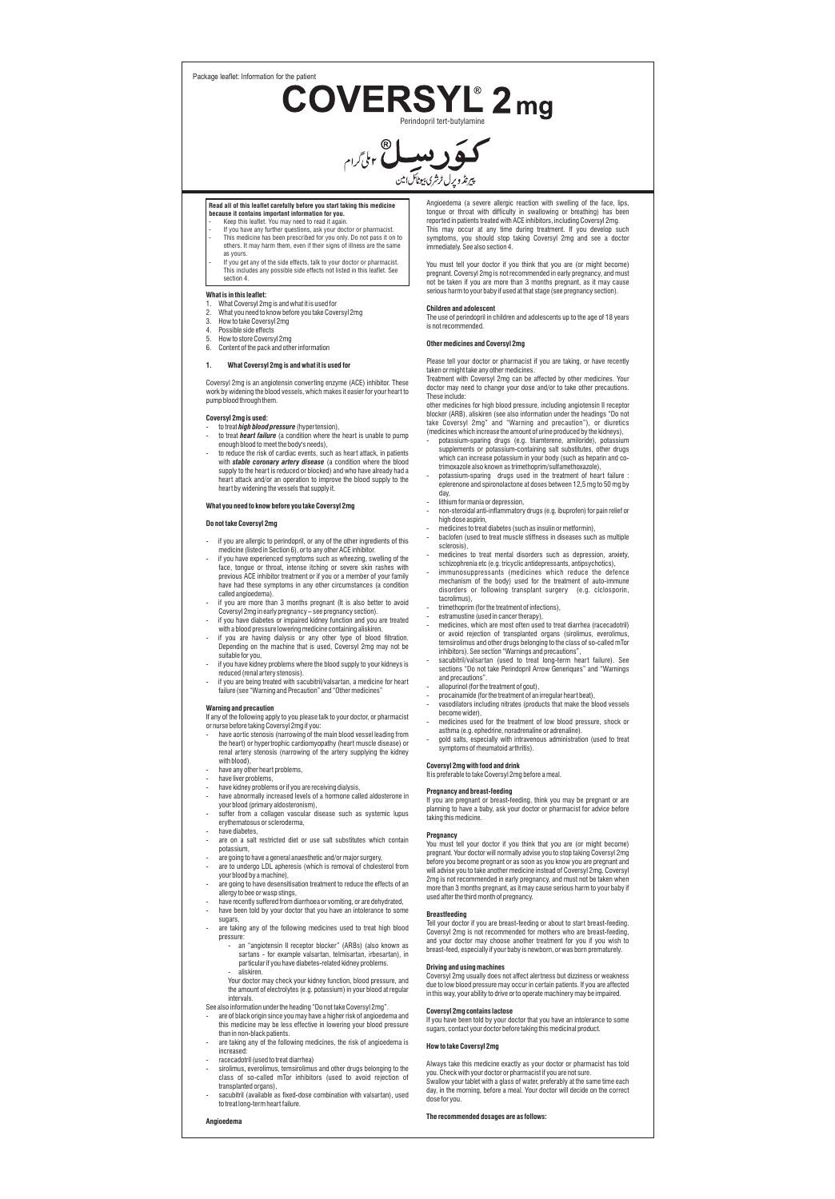Package leaflet: Information for the patient

# COVERSYL® 2 mg

Perindopril tert-butylamine

کورسل® ۲ ملی گرام

پیرنڈوپرل ٹرشری بیوٹائل امین

**Read all of this leaflet carefully before you start taking this medicine because it contains important information for you.**

- Keep this leaflet. You may need to read it again.
- If you have any further questions, ask your doctor or pharmacist.
- This medicine has been prescribed for you only. Do not pass it on to others. It may harm them, even if their signs of illness are the same as yours.
- If you get any of the side effects, talk to your doctor or pharmacist. This includes any possible side effects not listed in this leaflet. See section 4.

**What is in this leaflet:**

1. What Coversyl 2mg is and what it is used for
2. What you need to know before you take Coversyl 2mg
3. How to take Coversyl 2mg
4. Possible side effects
5. How to store Coversyl 2mg
6. Content of the pack and other information

## 1. What Coversyl 2mg is and what it is used for

Coversyl 2mg is an angiotensin converting enzyme (ACE) inhibitor. These work by widening the blood vessels, which makes it easier for your heart to pump blood through them.

**Coversyl 2mg is used:**

- to treat ***high blood pressure*** (hypertension),
- to treat ***heart failure*** (a condition where the heart is unable to pump enough blood to meet the body's needs),
- to reduce the risk of cardiac events, such as heart attack, in patients with ***stable coronary artery disease*** (a condition where the blood supply to the heart is reduced or blocked) and who have already had a heart attack and/or an operation to improve the blood supply to the heart by widening the vessels that supply it.

## What you need to know before you take Coversyl 2mg

### Do not take Coversyl 2mg

- if you are allergic to perindopril, or any of the other ingredients of this medicine (listed in Section 6), or to any other ACE inhibitor.
- if you have experienced symptoms such as wheezing, swelling of the face, tongue or throat, intense itching or severe skin rashes with previous ACE inhibitor treatment or if you or a member of your family have had these symptoms in any other circumstances (a condition called angioedema).
- if you are more than 3 months pregnant (It is also better to avoid Coversyl 2mg in early pregnancy – see pregnancy section).
- if you have diabetes or impaired kidney function and you are treated with a blood pressure lowering medicine containing aliskiren.
- if you are having dialysis or any other type of blood filtration. Depending on the machine that is used, Coversyl 2mg may not be suitable for you,
- if you have kidney problems where the blood supply to your kidneys is reduced (renal artery stenosis).
- if you are being treated with sacubitril/valsartan, a medicine for heart failure (see "Warning and Precaution" and "Other medicines")

### Warning and precaution

If any of the following apply to you please talk to your doctor, or pharmacist or nurse before taking Coversyl 2mg if you:

- have aortic stenosis (narrowing of the main blood vessel leading from the heart) or hypertrophic cardiomyopathy (heart muscle disease) or renal artery stenosis (narrowing of the artery supplying the kidney with blood),
- have any other heart problems,
- have liver problems,
- have kidney problems or if you are receiving dialysis,
- have abnormally increased levels of a hormone called aldosterone in your blood (primary aldosteronism),
- suffer from a collagen vascular disease such as systemic lupus erythematosus or scleroderma,
- have diabetes,
- are on a salt restricted diet or use salt substitutes which contain potassium,
- are going to have a general anaesthetic and/or major surgery,
- are to undergo LDL apheresis (which is removal of cholesterol from your blood by a machine),
- are going to have desensitisation treatment to reduce the effects of an allergy to bee or wasp stings,
- have recently suffered from diarrhoea or vomiting, or are dehydrated,
- have been told by your doctor that you have an intolerance to some sugars,
- are taking any of the following medicines used to treat high blood pressure:
  - an "angiotensin II receptor blocker" (ARBs) (also known as sartans - for example valsartan, telmisartan, irbesartan), in particular if you have diabetes-related kidney problems.
  - aliskiren.

  Your doctor may check your kidney function, blood pressure, and the amount of electrolytes (e.g. potassium) in your blood at regular intervals.

See also information under the heading "Do not take Coversyl 2mg".

- are of black origin since you may have a higher risk of angioedema and this medicine may be less effective in lowering your blood pressure than in non-black patients.
- are taking any of the following medicines, the risk of angioedema is increased:
- racecadotril (used to treat diarrhea)
- sirolimus, everolimus, temsirolimus and other drugs belonging to the class of so-called mTor inhibitors (used to avoid rejection of transplanted organs),
- sacubitril (available as fixed-dose combination with valsartan), used to treat long-term heart failure.

**Angioedema**

Angioedema (a severe allergic reaction with swelling of the face, lips, tongue or throat with difficulty in swallowing or breathing) has been reported in patients treated with ACE inhibitors, including Coversyl 2mg. This may occur at any time during treatment. If you develop such symptoms, you should stop taking Coversyl 2mg and see a doctor immediately. See also section 4.

You must tell your doctor if you think that you are (or might become) pregnant. Coversyl 2mg is not recommended in early pregnancy, and must not be taken if you are more than 3 months pregnant, as it may cause serious harm to your baby if used at that stage (see pregnancy section).

### Children and adolescent

The use of perindopril in children and adolescents up to the age of 18 years is not recommended.

### Other medicines and Coversyl 2mg

Please tell your doctor or pharmacist if you are taking, or have recently taken or might take any other medicines.

Treatment with Coversyl 2mg can be affected by other medicines. Your doctor may need to change your dose and/or to take other precautions. These include:

other medicines for high blood pressure, including angiotensin II receptor blocker (ARB), aliskiren (see also information under the headings "Do not take Coversyl 2mg" and "Warning and precaution"), or diuretics (medicines which increase the amount of urine produced by the kidneys),

- potassium-sparing drugs (e.g. triamterene, amiloride), potassium supplements or potassium-containing salt substitutes, other drugs which can increase potassium in your body (such as heparin and co-trimoxazole also known as trimethoprim/sulfamethoxazole),
- potassium-sparing drugs used in the treatment of heart failure : eplerenone and spironolactone at doses between 12,5 mg to 50 mg by day,
- lithium for mania or depression,
- non-steroidal anti-inflammatory drugs (e.g. ibuprofen) for pain relief or high dose aspirin,
- medicines to treat diabetes (such as insulin or metformin),
- baclofen (used to treat muscle stiffness in diseases such as multiple sclerosis),
- medicines to treat mental disorders such as depression, anxiety, schizophrenia etc (e.g. tricyclic antidepressants, antipsychotics),
- immunosuppressants (medicines which reduce the defence mechanism of the body) used for the treatment of auto-immune disorders or following transplant surgery (e.g. ciclosporin, tacrolimus),
- trimethoprim (for the treatment of infections),
- estramustine (used in cancer therapy),
- medicines, which are most often used to treat diarrhea (racecadotril) or avoid rejection of transplanted organs (sirolimus, everolimus, temsirolimus and other drugs belonging to the class of so-called mTor inhibitors). See section "Warnings and precautions",
- sacubitril/valsartan (used to treat long-term heart failure). See sections "Do not take Perindopril Arrow Generiques" and "Warnings and precautions".
- allopurinol (for the treatment of gout),
- procainamide (for the treatment of an irregular heart beat),
- vasodilators including nitrates (products that make the blood vessels become wider),
- medicines used for the treatment of low blood pressure, shock or asthma (e.g. ephedrine, noradrenaline or adrenaline).
- gold salts, especially with intravenous administration (used to treat symptoms of rheumatoid arthritis).

### Coversyl 2mg with food and drink

It is preferable to take Coversyl 2mg before a meal.

### Pregnancy and breast-feeding

If you are pregnant or breast-feeding, think you may be pregnant or are planning to have a baby, ask your doctor or pharmacist for advice before taking this medicine.

### Pregnancy

You must tell your doctor if you think that you are (or might become) pregnant. Your doctor will normally advise you to stop taking Coversyl 2mg before you become pregnant or as soon as you know you are pregnant and will advise you to take another medicine instead of Coversyl 2mg. Coversyl 2mg is not recommended in early pregnancy, and must not be taken when more than 3 months pregnant, as it may cause serious harm to your baby if used after the third month of pregnancy.

### Breastfeeding

Tell your doctor if you are breast-feeding or about to start breast-feeding. Coversyl 2mg is not recommended for mothers who are breast-feeding, and your doctor may choose another treatment for you if you wish to breast-feed, especially if your baby is newborn, or was born prematurely.

### Driving and using machines

Coversyl 2mg usually does not affect alertness but dizziness or weakness due to low blood pressure may occur in certain patients. If you are affected in this way, your ability to drive or to operate machinery may be impaired.

### Coversyl 2mg contains lactose

If you have been told by your doctor that you have an intolerance to some sugars, contact your doctor before taking this medicinal product.

## How to take Coversyl 2mg

Always take this medicine exactly as your doctor or pharmacist has told you. Check with your doctor or pharmacist if you are not sure.

Swallow your tablet with a glass of water, preferably at the same time each day, in the morning, before a meal. Your doctor will decide on the correct dose for you.

**The recommended dosages are as follows:**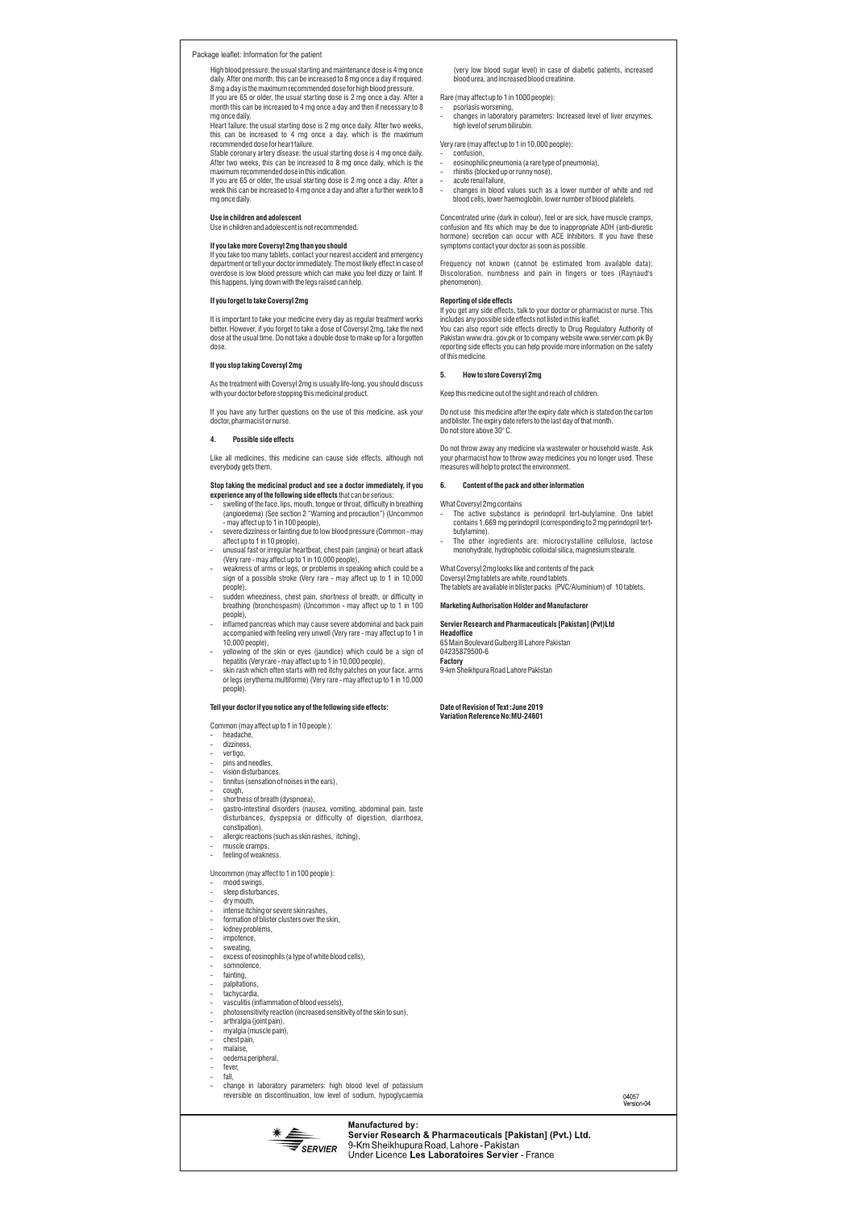Package leaflet: Information for the patient

High blood pressure: the usual starting and maintenance dose is 4 mg once daily. After one month, this can be increased to 8 mg once a day if required. 8 mg a day is the maximum recommended dose for high blood pressure.
If you are 65 or older, the usual starting dose is 2 mg once a day. After a month this can be increased to 4 mg once a day and then if necessary to 8 mg once daily.
Heart failure: the usual starting dose is 2 mg once daily. After two weeks, this can be increased to 4 mg once a day, which is the maximum recommended dose for heart failure.
Stable coronary artery disease: the usual starting dose is 4 mg once daily. After two weeks, this can be increased to 8 mg once daily, which is the maximum recommended dose in this indication.
If you are 65 or older, the usual starting dose is 2 mg once a day. After a week this can be increased to 4 mg once a day and after a further week to 8 mg once daily.

**Use in children and adolescent**
Use in children and adolescent is not recommended.

**If you take more Coversyl 2mg than you should**
If you take too many tablets, contact your nearest accident and emergency department or tell your doctor immediately. The most likely effect in case of overdose is low blood pressure which can make you feel dizzy or faint. If this happens, lying down with the legs raised can help.

**If you forget to take Coversyl 2mg**

It is important to take your medicine every day as regular treatment works better. However, if you forget to take a dose of Coversyl 2mg, take the next dose at the usual time. Do not take a double dose to make up for a forgotten dose.

**If you stop taking Coversyl 2mg**

As the treatment with Coversyl 2mg is usually life-long, you should discuss with your doctor before stopping this medicinal product.

If you have any further questions on the use of this medicine, ask your doctor, pharmacist or nurse.

## 4. Possible side effects

Like all medicines, this medicine can cause side effects, although not everybody gets them.

**Stop taking the medicinal product and see a doctor immediately, if you experience any of the following side effects** that can be serious:
- swelling of the face, lips, mouth, tongue or throat, difficulty in breathing (angioedema) (See section 2 "Warning and precaution") (Uncommon - may affect up to 1 in 100 people),
- severe dizziness or fainting due to low blood pressure (Common - may affect up to 1 in 10 people),
- unusual fast or irregular heartbeat, chest pain (angina) or heart attack (Very rare - may affect up to 1 in 10,000 people),
- weakness of arms or legs, or problems in speaking which could be a sign of a possible stroke (Very rare - may affect up to 1 in 10,000 people),
- sudden wheeziness, chest pain, shortness of breath, or difficulty in breathing (bronchospasm) (Uncommon - may affect up to 1 in 100 people),
- inflamed pancreas which may cause severe abdominal and back pain accompanied with feeling very unwell (Very rare - may affect up to 1 in 10,000 people),
- yellowing of the skin or eyes (jaundice) which could be a sign of hepatitis (Very rare - may affect up to 1 in 10,000 people),
- skin rash which often starts with red itchy patches on your face, arms or legs (erythema multiforme) (Very rare - may affect up to 1 in 10,000 people).

**Tell your doctor if you notice any of the following side effects:**

Common (may affect up to 1 in 10 people ):
- headache,
- dizziness,
- vertigo,
- pins and needles,
- vision disturbances,
- tinnitus (sensation of noises in the ears),
- cough,
- shortness of breath (dyspnoea),
- gastro-intestinal disorders (nausea, vomiting, abdominal pain, taste disturbances, dyspepsia or difficulty of digestion, diarrhoea, constipation),
- allergic reactions (such as skin rashes, itching),
- muscle cramps,
- feeling of weakness.

Uncommon (may affect up to 1 in 100 people ):
- mood swings,
- sleep disturbances,
- dry mouth,
- intense itching or severe skin rashes,
- formation of blister clusters over the skin,
- kidney problems,
- impotence,
- sweating,
- excess of eosinophils (a type of white blood cells),
- somnolence,
- fainting,
- palpitations,
- tachycardia,
- vasculitis (inflammation of blood vessels),
- photosensitivity reaction (increased sensitivity of the skin to sun),
- arthralgia (joint pain),
- myalgia (muscle pain),
- chest pain,
- malaise,
- oedema peripheral,
- fever,
- fall,
- change in laboratory parameters: high blood level of potassium reversible on discontinuation, low level of sodium, hypoglycaemia (very low blood sugar level) in case of diabetic patients, increased blood urea, and increased blood creatinine.

Rare (may affect up to 1 in 1000 people):
- psoriasis worsening,
- changes in laboratory parameters: Increased level of liver enzymes, high level of serum bilirubin.

Very rare (may affect up to 1 in 10,000 people):
- confusion,
- eosinophilic pneumonia (a rare type of pneumonia),
- rhinitis (blocked up or runny nose),
- acute renal failure,
- changes in blood values such as a lower number of white and red blood cells, lower haemoglobin, lower number of blood platelets.

Concentrated urine (dark in colour), feel or are sick, have muscle cramps, confusion and fits which may be due to inappropriate ADH (anti-diuretic hormone) secretion can occur with ACE inhibitors. If you have these symptoms contact your doctor as soon as possible.

Frequency not known (cannot be estimated from available data): Discoloration, numbness and pain in fingers or toes (Raynaud's phenomenon).

**Reporting of side effects**
If you get any side effects, talk to your doctor or pharmacist or nurse. This includes any possible side effects not listed in this leaflet.
You can also report side effects directly to Drug Regulatory Authority of Pakistan www.dra..gov.pk or to company website www.servier.com.pk By reporting side effects you can help provide more information on the safety of this medicine.

## 5. How to store Coversyl 2mg

Keep this medicine out of the sight and reach of children.

Do not use this medicine after the expiry date which is stated on the carton and blister. The expiry date refers to the last day of that month.
Do not store above 30°C.

Do not throw away any medicine via wastewater or household waste. Ask your pharmacist how to throw away medicines you no longer used. These measures will help to protect the environment.

## 6. Content of the pack and other information

What Coversyl 2mg contains
- The active substance is perindopril tert-butylamine. One tablet contains 1.669 mg perindopril (corresponding to 2 mg perindopril tert-butylamine).
- The other ingredients are: microcrystalline cellulose, lactose monohydrate, hydrophobic colloidal silica, magnesium stearate.

What Coversyl 2mg looks like and contents of the pack
Coversyl 2mg tablets are white, round tablets.
The tablets are available in blister packs (PVC/Aluminium) of 10 tablets.

**Marketing Authorisation Holder and Manufacturer**

**Servier Research and Pharmaceuticals [Pakistan] (Pvt)Ltd**
**Headoffice**
65 Main Boulevard Gulberg III Lahore Pakistan
04235879500-6
**Factory**
9-km Sheikhpura Road Lahore Pakistan

**Date of Revision of Text :June 2019**
**Variation Reference No:MU-24601**

04057
Version-04

**Manufactured by:**
**Servier Research & Pharmaceuticals [Pakistan] (Pvt.) Ltd.**
9-Km Sheikhupura Road, Lahore - Pakistan
Under Licence **Les Laboratoires Servier** - France

SERVIER